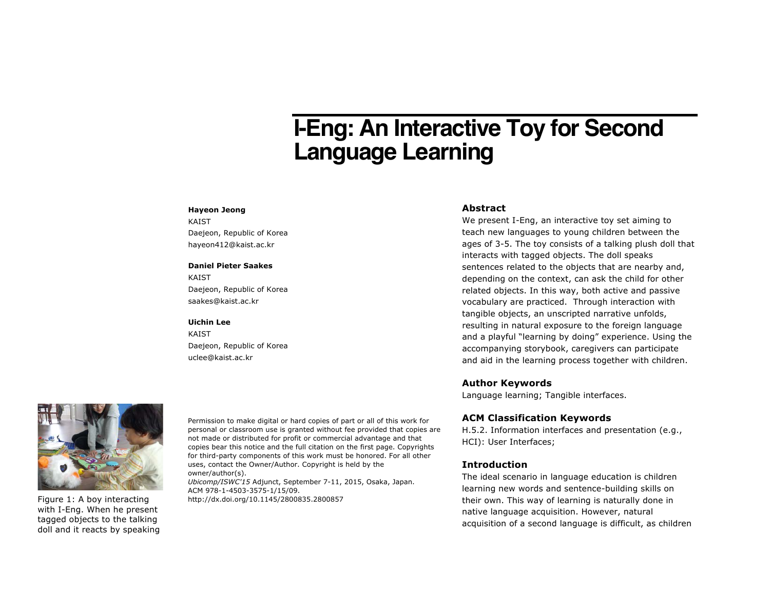# I-Eng: An Interactive Toy for Second Language Learning

**Hayeon Jeong**
KAIST
Daejeon, Republic of Korea
hayeon412@kaist.ac.kr

**Daniel Pieter Saakes**
KAIST
Daejeon, Republic of Korea
saakes@kaist.ac.kr

**Uichin Lee**
KAIST
Daejeon, Republic of Korea
uclee@kaist.ac.kr

Figure 1: A boy interacting with I-Eng. When he present tagged objects to the talking doll and it reacts by speaking

Permission to make digital or hard copies of part or all of this work for personal or classroom use is granted without fee provided that copies are not made or distributed for profit or commercial advantage and that copies bear this notice and the full citation on the first page. Copyrights for third-party components of this work must be honored. For all other uses, contact the Owner/Author. Copyright is held by the owner/author(s).
*Ubicomp/ISWC'15* Adjunct, September 7-11, 2015, Osaka, Japan.
ACM 978-1-4503-3575-1/15/09.
http://dx.doi.org/10.1145/2800835.2800857

## Abstract

We present I-Eng, an interactive toy set aiming to teach new languages to young children between the ages of 3-5. The toy consists of a talking plush doll that interacts with tagged objects. The doll speaks sentences related to the objects that are nearby and, depending on the context, can ask the child for other related objects. In this way, both active and passive vocabulary are practiced. Through interaction with tangible objects, an unscripted narrative unfolds, resulting in natural exposure to the foreign language and a playful "learning by doing" experience. Using the accompanying storybook, caregivers can participate and aid in the learning process together with children.

## Author Keywords

Language learning; Tangible interfaces.

## ACM Classification Keywords

H.5.2. Information interfaces and presentation (e.g., HCI): User Interfaces;

## Introduction

The ideal scenario in language education is children learning new words and sentence-building skills on their own. This way of learning is naturally done in native language acquisition. However, natural acquisition of a second language is difficult, as children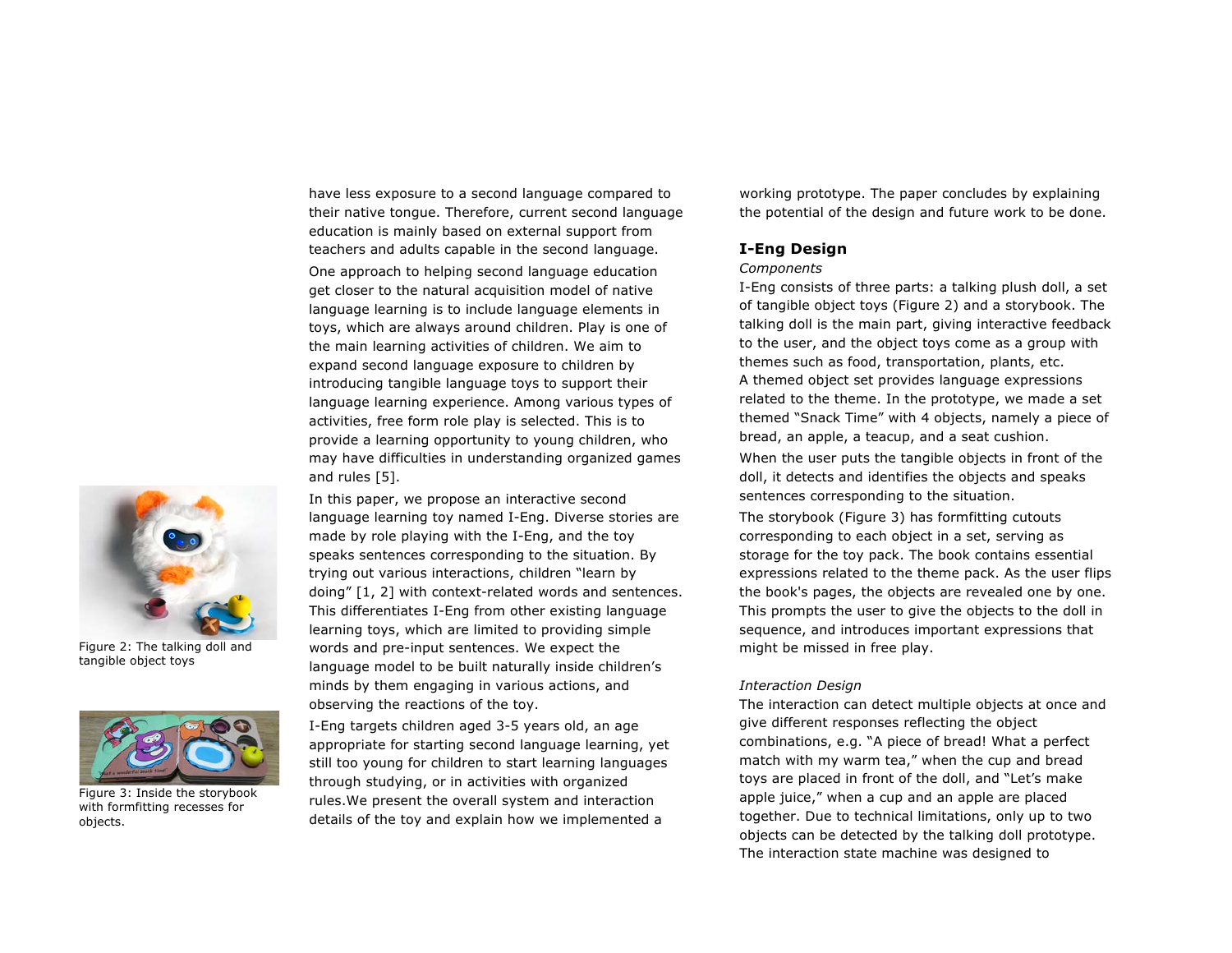have less exposure to a second language compared to their native tongue. Therefore, current second language education is mainly based on external support from teachers and adults capable in the second language.

One approach to helping second language education get closer to the natural acquisition model of native language learning is to include language elements in toys, which are always around children. Play is one of the main learning activities of children. We aim to expand second language exposure to children by introducing tangible language toys to support their language learning experience. Among various types of activities, free form role play is selected. This is to provide a learning opportunity to young children, who may have difficulties in understanding organized games and rules [5].

In this paper, we propose an interactive second language learning toy named I-Eng. Diverse stories are made by role playing with the I-Eng, and the toy speaks sentences corresponding to the situation. By trying out various interactions, children "learn by doing" [1, 2] with context-related words and sentences. This differentiates I-Eng from other existing language learning toys, which are limited to providing simple words and pre-input sentences. We expect the language model to be built naturally inside children's minds by them engaging in various actions, and observing the reactions of the toy.

I-Eng targets children aged 3-5 years old, an age appropriate for starting second language learning, yet still too young for children to start learning languages through studying, or in activities with organized rules.We present the overall system and interaction details of the toy and explain how we implemented a working prototype. The paper concludes by explaining the potential of the design and future work to be done.

Figure 2: The talking doll and tangible object toys

Figure 3: Inside the storybook with formfitting recesses for objects.

## I-Eng Design

*Components*

I-Eng consists of three parts: a talking plush doll, a set of tangible object toys (Figure 2) and a storybook. The talking doll is the main part, giving interactive feedback to the user, and the object toys come as a group with themes such as food, transportation, plants, etc. A themed object set provides language expressions related to the theme. In the prototype, we made a set themed "Snack Time" with 4 objects, namely a piece of bread, an apple, a teacup, and a seat cushion.

When the user puts the tangible objects in front of the doll, it detects and identifies the objects and speaks sentences corresponding to the situation.

The storybook (Figure 3) has formfitting cutouts corresponding to each object in a set, serving as storage for the toy pack. The book contains essential expressions related to the theme pack. As the user flips the book's pages, the objects are revealed one by one. This prompts the user to give the objects to the doll in sequence, and introduces important expressions that might be missed in free play.

*Interaction Design*

The interaction can detect multiple objects at once and give different responses reflecting the object combinations, e.g. "A piece of bread! What a perfect match with my warm tea," when the cup and bread toys are placed in front of the doll, and "Let's make apple juice," when a cup and an apple are placed together. Due to technical limitations, only up to two objects can be detected by the talking doll prototype. The interaction state machine was designed to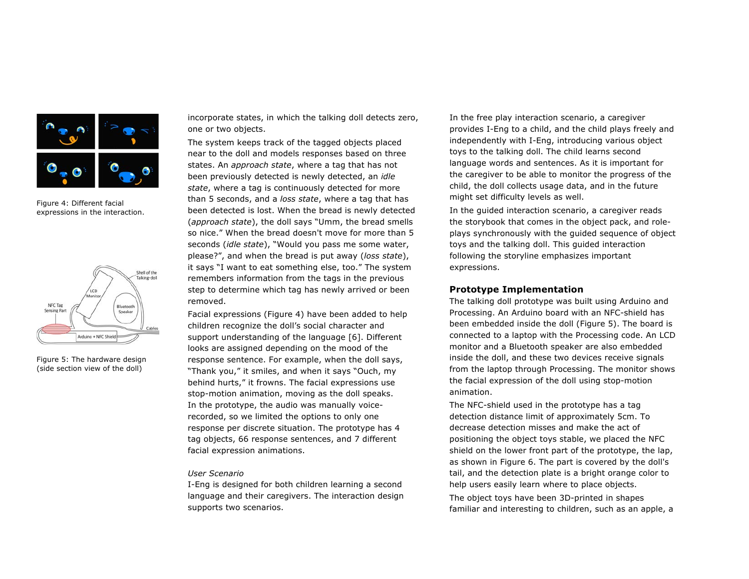Figure 4: Different facial expressions in the interaction.

Figure 5: The hardware design (side section view of the doll)

incorporate states, in which the talking doll detects zero, one or two objects.

The system keeps track of the tagged objects placed near to the doll and models responses based on three states. An *approach state*, where a tag that has not been previously detected is newly detected, an *idle state*, where a tag is continuously detected for more than 5 seconds, and a *loss state*, where a tag that has been detected is lost. When the bread is newly detected (*approach state*), the doll says "Umm, the bread smells so nice." When the bread doesn't move for more than 5 seconds (*idle state*), "Would you pass me some water, please?", and when the bread is put away (*loss state*), it says "I want to eat something else, too." The system remembers information from the tags in the previous step to determine which tag has newly arrived or been removed.

Facial expressions (Figure 4) have been added to help children recognize the doll's social character and support understanding of the language [6]. Different looks are assigned depending on the mood of the response sentence. For example, when the doll says, "Thank you," it smiles, and when it says "Ouch, my behind hurts," it frowns. The facial expressions use stop-motion animation, moving as the doll speaks. In the prototype, the audio was manually voice-recorded, so we limited the options to only one response per discrete situation. The prototype has 4 tag objects, 66 response sentences, and 7 different facial expression animations.

*User Scenario*

I-Eng is designed for both children learning a second language and their caregivers. The interaction design supports two scenarios.

In the free play interaction scenario, a caregiver provides I-Eng to a child, and the child plays freely and independently with I-Eng, introducing various object toys to the talking doll. The child learns second language words and sentences. As it is important for the caregiver to be able to monitor the progress of the child, the doll collects usage data, and in the future might set difficulty levels as well.

In the guided interaction scenario, a caregiver reads the storybook that comes in the object pack, and role-plays synchronously with the guided sequence of object toys and the talking doll. This guided interaction following the storyline emphasizes important expressions.

**Prototype Implementation**

The talking doll prototype was built using Arduino and Processing. An Arduino board with an NFC-shield has been embedded inside the doll (Figure 5). The board is connected to a laptop with the Processing code. An LCD monitor and a Bluetooth speaker are also embedded inside the doll, and these two devices receive signals from the laptop through Processing. The monitor shows the facial expression of the doll using stop-motion animation.

The NFC-shield used in the prototype has a tag detection distance limit of approximately 5cm. To decrease detection misses and make the act of positioning the object toys stable, we placed the NFC shield on the lower front part of the prototype, the lap, as shown in Figure 6. The part is covered by the doll's tail, and the detection plate is a bright orange color to help users easily learn where to place objects.

The object toys have been 3D-printed in shapes familiar and interesting to children, such as an apple, a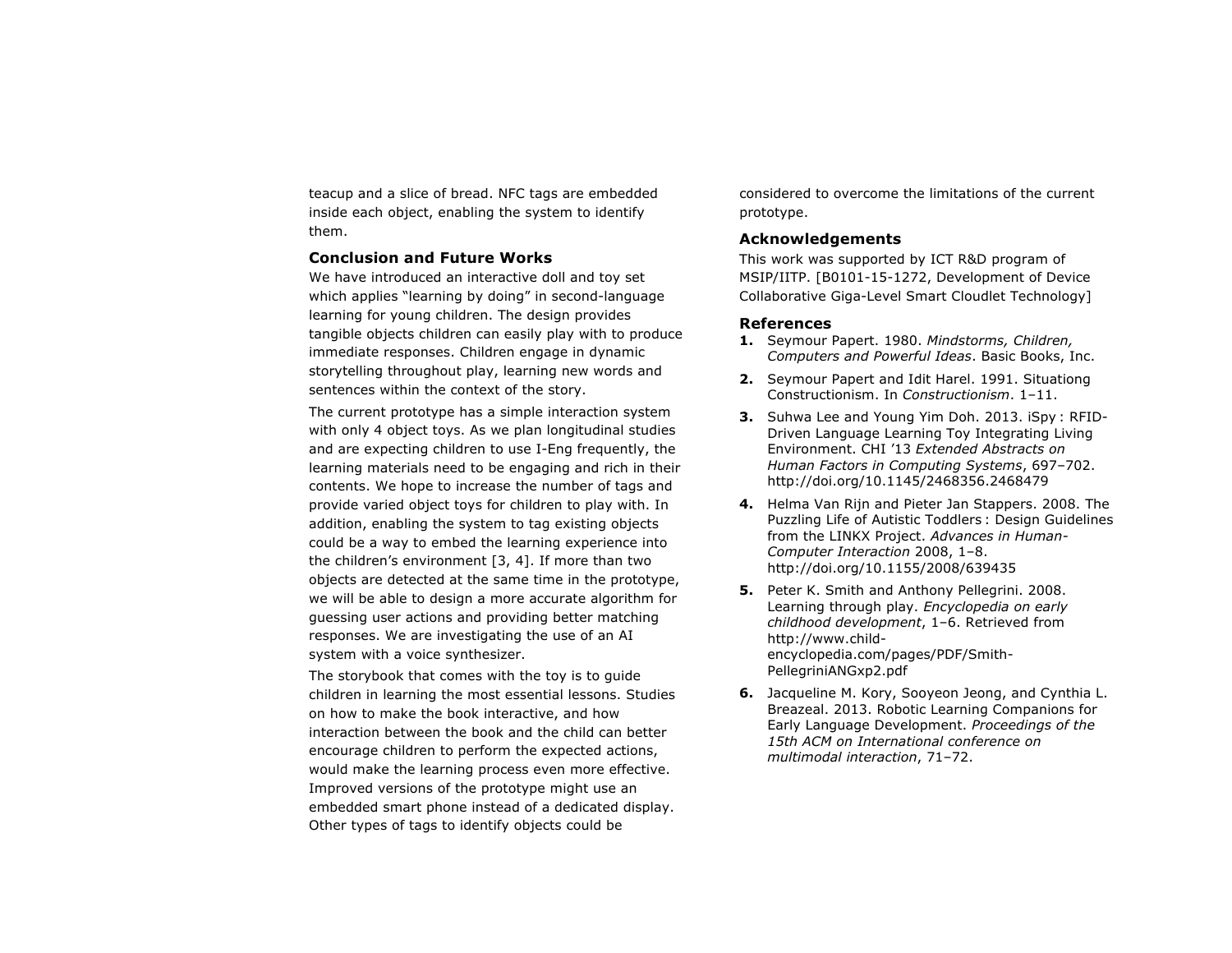teacup and a slice of bread. NFC tags are embedded inside each object, enabling the system to identify them.

### Conclusion and Future Works

We have introduced an interactive doll and toy set which applies "learning by doing" in second-language learning for young children. The design provides tangible objects children can easily play with to produce immediate responses. Children engage in dynamic storytelling throughout play, learning new words and sentences within the context of the story.

The current prototype has a simple interaction system with only 4 object toys. As we plan longitudinal studies and are expecting children to use I-Eng frequently, the learning materials need to be engaging and rich in their contents. We hope to increase the number of tags and provide varied object toys for children to play with. In addition, enabling the system to tag existing objects could be a way to embed the learning experience into the children's environment [3, 4]. If more than two objects are detected at the same time in the prototype, we will be able to design a more accurate algorithm for guessing user actions and providing better matching responses. We are investigating the use of an AI system with a voice synthesizer.

The storybook that comes with the toy is to guide children in learning the most essential lessons. Studies on how to make the book interactive, and how interaction between the book and the child can better encourage children to perform the expected actions, would make the learning process even more effective. Improved versions of the prototype might use an embedded smart phone instead of a dedicated display. Other types of tags to identify objects could be considered to overcome the limitations of the current prototype.

### Acknowledgements

This work was supported by ICT R&D program of MSIP/IITP. [B0101-15-1272, Development of Device Collaborative Giga-Level Smart Cloudlet Technology]

### References

1. Seymour Papert. 1980. *Mindstorms, Children, Computers and Powerful Ideas*. Basic Books, Inc.
2. Seymour Papert and Idit Harel. 1991. Situationg Constructionism. In *Constructionism*. 1–11.
3. Suhwa Lee and Young Yim Doh. 2013. iSpy : RFID-Driven Language Learning Toy Integrating Living Environment. CHI '13 *Extended Abstracts on Human Factors in Computing Systems*, 697–702. http://doi.org/10.1145/2468356.2468479
4. Helma Van Rijn and Pieter Jan Stappers. 2008. The Puzzling Life of Autistic Toddlers : Design Guidelines from the LINKX Project. *Advances in Human-Computer Interaction* 2008, 1–8. http://doi.org/10.1155/2008/639435
5. Peter K. Smith and Anthony Pellegrini. 2008. Learning through play. *Encyclopedia on early childhood development*, 1–6. Retrieved from http://www.child-encyclopedia.com/pages/PDF/Smith-PellegriniANGxp2.pdf
6. Jacqueline M. Kory, Sooyeon Jeong, and Cynthia L. Breazeal. 2013. Robotic Learning Companions for Early Language Development. *Proceedings of the 15th ACM on International conference on multimodal interaction*, 71–72.